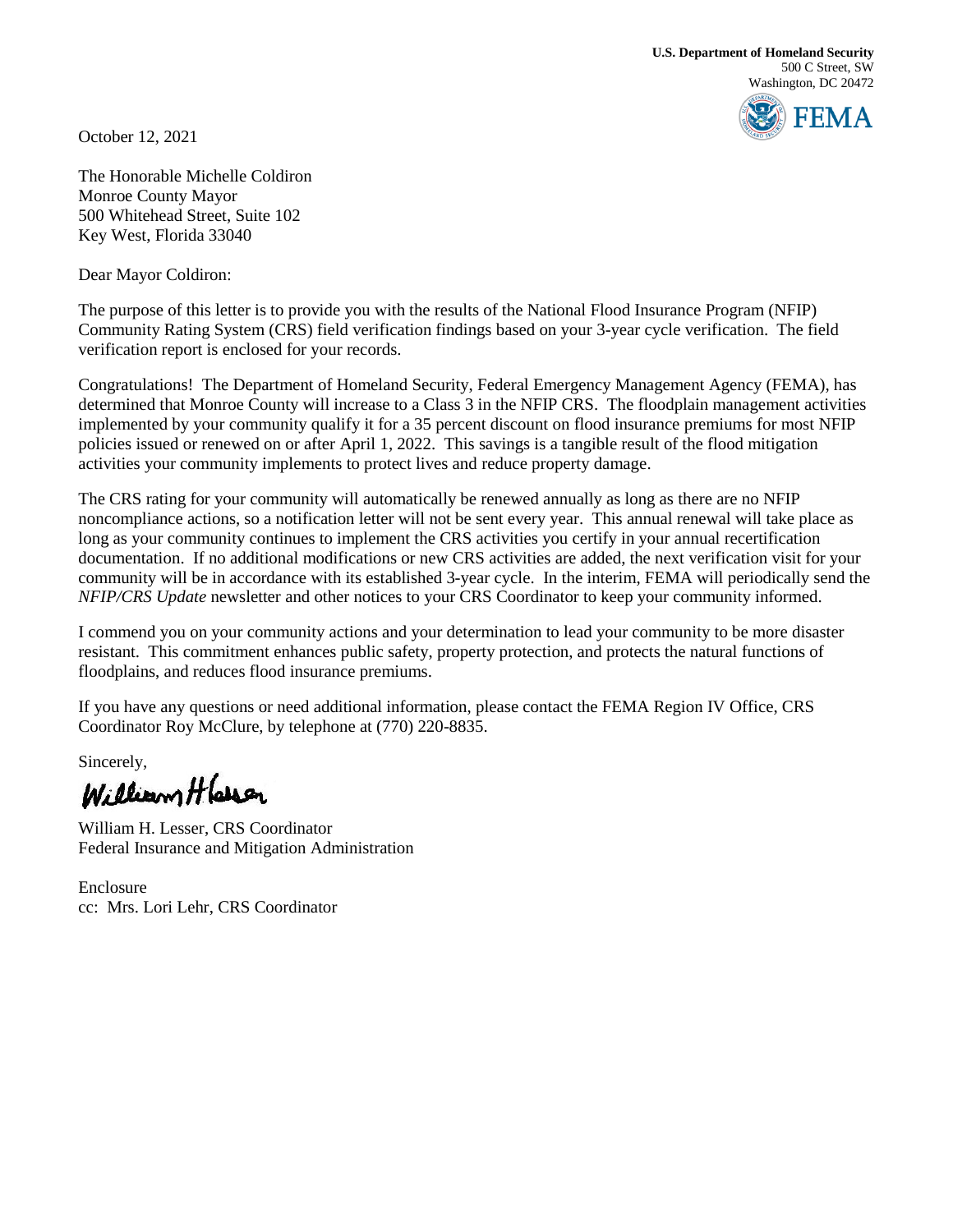**U.S. Department of Homeland Security**
500 C Street, SW
Washington, DC 20472

FEMA

October 12, 2021

The Honorable Michelle Coldiron
Monroe County Mayor
500 Whitehead Street, Suite 102
Key West, Florida 33040

Dear Mayor Coldiron:

The purpose of this letter is to provide you with the results of the National Flood Insurance Program (NFIP) Community Rating System (CRS) field verification findings based on your 3-year cycle verification. The field verification report is enclosed for your records.

Congratulations! The Department of Homeland Security, Federal Emergency Management Agency (FEMA), has determined that Monroe County will increase to a Class 3 in the NFIP CRS. The floodplain management activities implemented by your community qualify it for a 35 percent discount on flood insurance premiums for most NFIP policies issued or renewed on or after April 1, 2022. This savings is a tangible result of the flood mitigation activities your community implements to protect lives and reduce property damage.

The CRS rating for your community will automatically be renewed annually as long as there are no NFIP noncompliance actions, so a notification letter will not be sent every year. This annual renewal will take place as long as your community continues to implement the CRS activities you certify in your annual recertification documentation. If no additional modifications or new CRS activities are added, the next verification visit for your community will be in accordance with its established 3-year cycle. In the interim, FEMA will periodically send the *NFIP/CRS Update* newsletter and other notices to your CRS Coordinator to keep your community informed.

I commend you on your community actions and your determination to lead your community to be more disaster resistant. This commitment enhances public safety, property protection, and protects the natural functions of floodplains, and reduces flood insurance premiums.

If you have any questions or need additional information, please contact the FEMA Region IV Office, CRS Coordinator Roy McClure, by telephone at (770) 220-8835.

Sincerely,

William H. Lesser

William H. Lesser, CRS Coordinator
Federal Insurance and Mitigation Administration

Enclosure
cc: Mrs. Lori Lehr, CRS Coordinator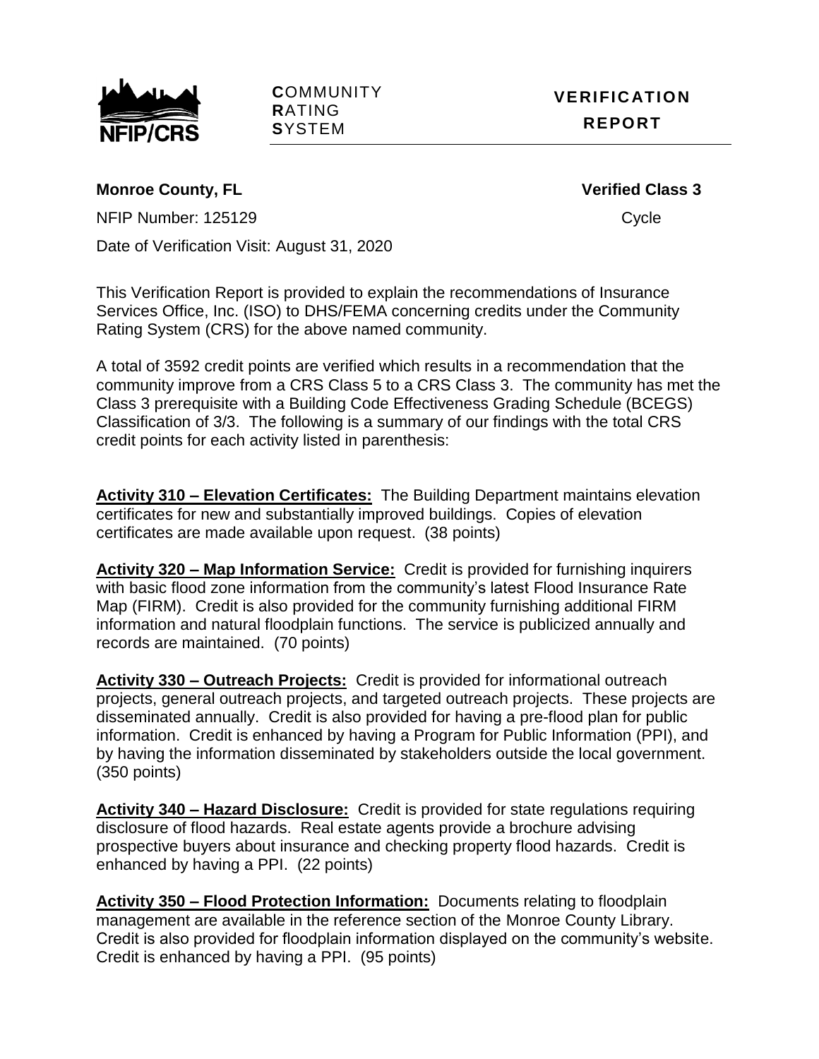**COMMUNITY RATING SYSTEM** — **VERIFICATION REPORT**

**Monroe County, FL** **Verified Class 3**

NFIP Number: 125129 Cycle

Date of Verification Visit: August 31, 2020

This Verification Report is provided to explain the recommendations of Insurance Services Office, Inc. (ISO) to DHS/FEMA concerning credits under the Community Rating System (CRS) for the above named community.

A total of 3592 credit points are verified which results in a recommendation that the community improve from a CRS Class 5 to a CRS Class 3. The community has met the Class 3 prerequisite with a Building Code Effectiveness Grading Schedule (BCEGS) Classification of 3/3. The following is a summary of our findings with the total CRS credit points for each activity listed in parenthesis:

**Activity 310 – Elevation Certificates:** The Building Department maintains elevation certificates for new and substantially improved buildings. Copies of elevation certificates are made available upon request. (38 points)

**Activity 320 – Map Information Service:** Credit is provided for furnishing inquirers with basic flood zone information from the community's latest Flood Insurance Rate Map (FIRM). Credit is also provided for the community furnishing additional FIRM information and natural floodplain functions. The service is publicized annually and records are maintained. (70 points)

**Activity 330 – Outreach Projects:** Credit is provided for informational outreach projects, general outreach projects, and targeted outreach projects. These projects are disseminated annually. Credit is also provided for having a pre-flood plan for public information. Credit is enhanced by having a Program for Public Information (PPI), and by having the information disseminated by stakeholders outside the local government. (350 points)

**Activity 340 – Hazard Disclosure:** Credit is provided for state regulations requiring disclosure of flood hazards. Real estate agents provide a brochure advising prospective buyers about insurance and checking property flood hazards. Credit is enhanced by having a PPI. (22 points)

**Activity 350 – Flood Protection Information:** Documents relating to floodplain management are available in the reference section of the Monroe County Library. Credit is also provided for floodplain information displayed on the community's website. Credit is enhanced by having a PPI. (95 points)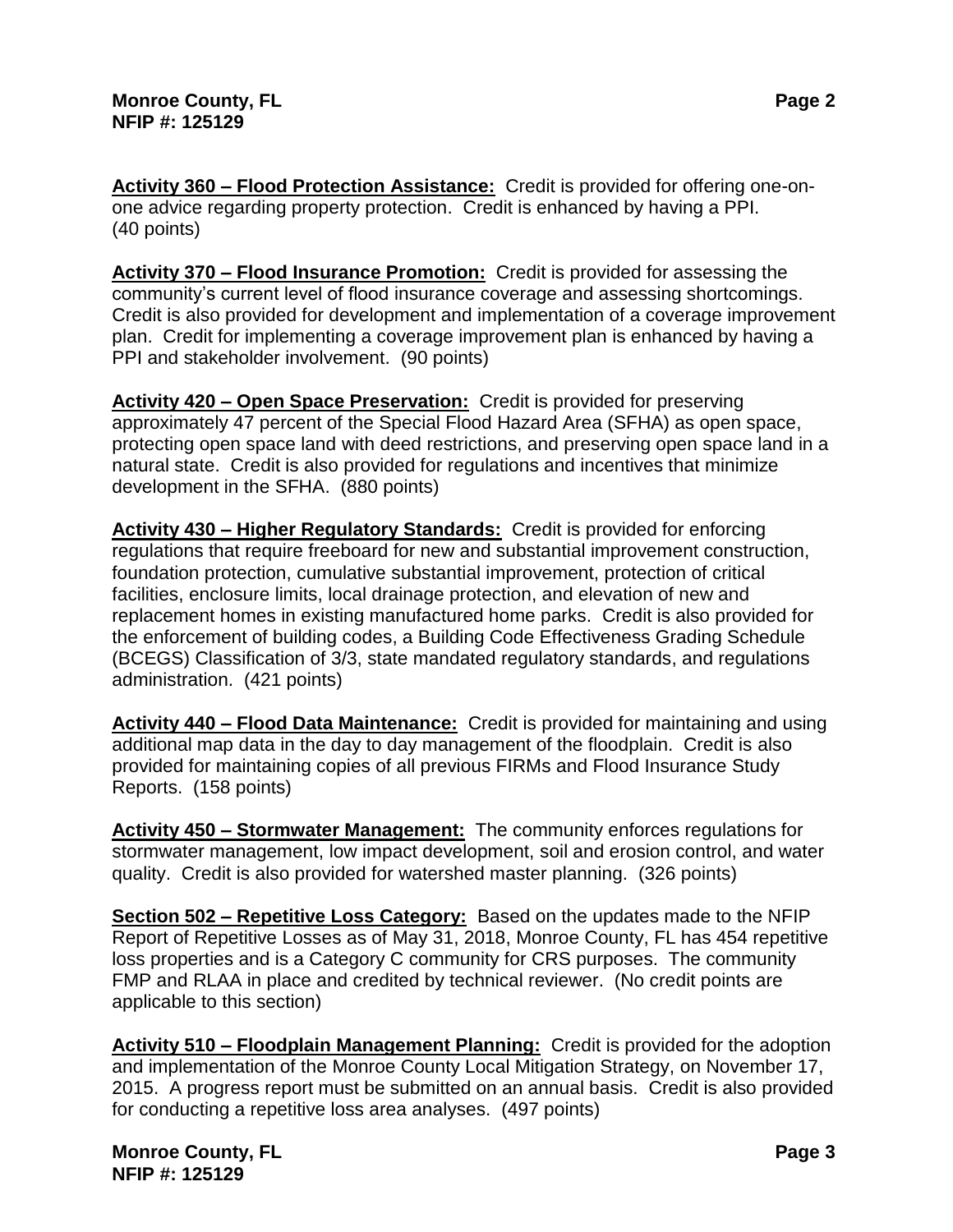**Activity 360 – Flood Protection Assistance:** Credit is provided for offering one-on-one advice regarding property protection. Credit is enhanced by having a PPI. (40 points)

**Activity 370 – Flood Insurance Promotion:** Credit is provided for assessing the community's current level of flood insurance coverage and assessing shortcomings. Credit is also provided for development and implementation of a coverage improvement plan. Credit for implementing a coverage improvement plan is enhanced by having a PPI and stakeholder involvement. (90 points)

**Activity 420 – Open Space Preservation:** Credit is provided for preserving approximately 47 percent of the Special Flood Hazard Area (SFHA) as open space, protecting open space land with deed restrictions, and preserving open space land in a natural state. Credit is also provided for regulations and incentives that minimize development in the SFHA. (880 points)

**Activity 430 – Higher Regulatory Standards:** Credit is provided for enforcing regulations that require freeboard for new and substantial improvement construction, foundation protection, cumulative substantial improvement, protection of critical facilities, enclosure limits, local drainage protection, and elevation of new and replacement homes in existing manufactured home parks. Credit is also provided for the enforcement of building codes, a Building Code Effectiveness Grading Schedule (BCEGS) Classification of 3/3, state mandated regulatory standards, and regulations administration. (421 points)

**Activity 440 – Flood Data Maintenance:** Credit is provided for maintaining and using additional map data in the day to day management of the floodplain. Credit is also provided for maintaining copies of all previous FIRMs and Flood Insurance Study Reports. (158 points)

**Activity 450 – Stormwater Management:** The community enforces regulations for stormwater management, low impact development, soil and erosion control, and water quality. Credit is also provided for watershed master planning. (326 points)

**Section 502 – Repetitive Loss Category:** Based on the updates made to the NFIP Report of Repetitive Losses as of May 31, 2018, Monroe County, FL has 454 repetitive loss properties and is a Category C community for CRS purposes. The community FMP and RLAA in place and credited by technical reviewer. (No credit points are applicable to this section)

**Activity 510 – Floodplain Management Planning:** Credit is provided for the adoption and implementation of the Monroe County Local Mitigation Strategy, on November 17, 2015. A progress report must be submitted on an annual basis. Credit is also provided for conducting a repetitive loss area analyses. (497 points)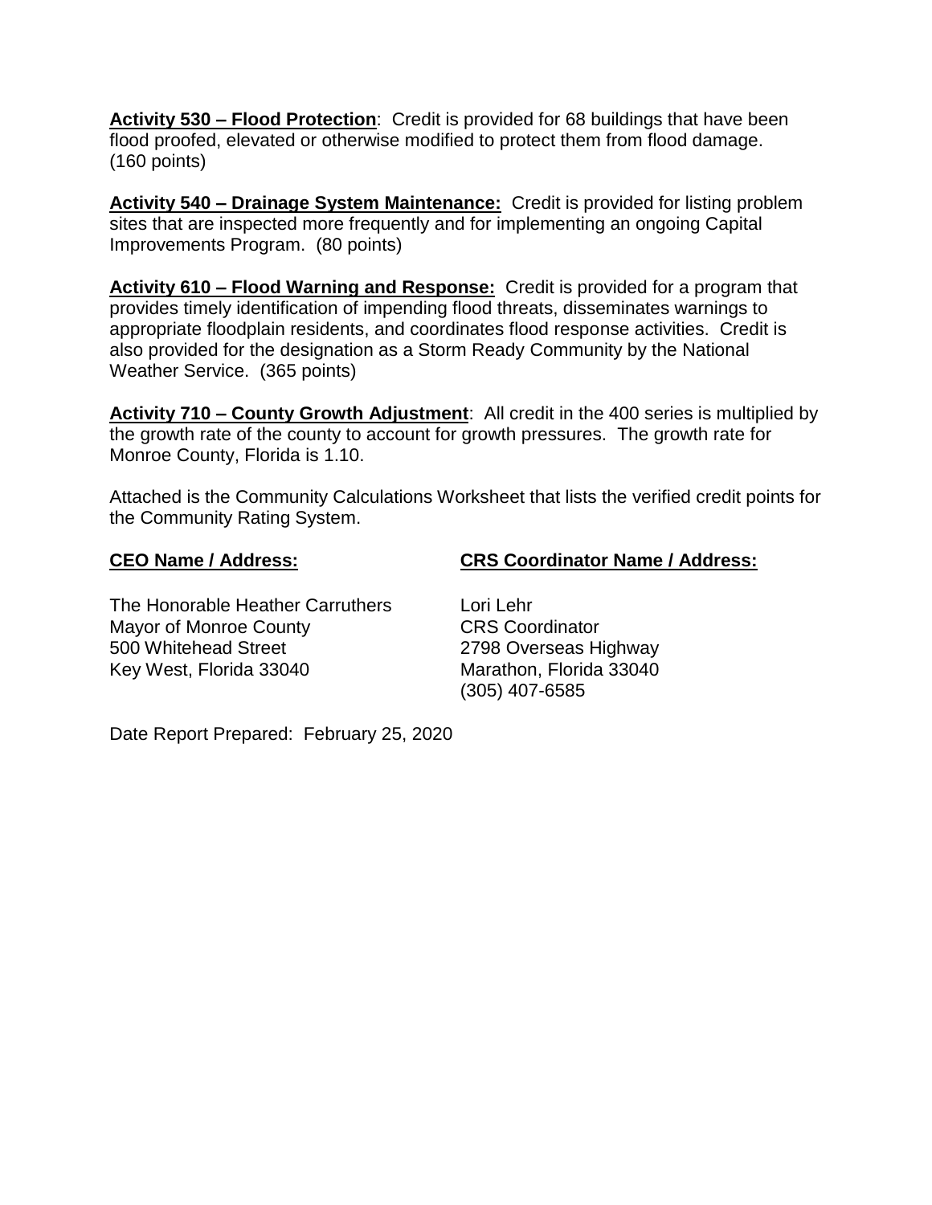**Activity 530 – Flood Protection**: Credit is provided for 68 buildings that have been flood proofed, elevated or otherwise modified to protect them from flood damage. (160 points)

**Activity 540 – Drainage System Maintenance:** Credit is provided for listing problem sites that are inspected more frequently and for implementing an ongoing Capital Improvements Program. (80 points)

**Activity 610 – Flood Warning and Response:** Credit is provided for a program that provides timely identification of impending flood threats, disseminates warnings to appropriate floodplain residents, and coordinates flood response activities. Credit is also provided for the designation as a Storm Ready Community by the National Weather Service. (365 points)

**Activity 710 – County Growth Adjustment**: All credit in the 400 series is multiplied by the growth rate of the county to account for growth pressures. The growth rate for Monroe County, Florida is 1.10.

Attached is the Community Calculations Worksheet that lists the verified credit points for the Community Rating System.

**CEO Name / Address:**

The Honorable Heather Carruthers
Mayor of Monroe County
500 Whitehead Street
Key West, Florida 33040

**CRS Coordinator Name / Address:**

Lori Lehr
CRS Coordinator
2798 Overseas Highway
Marathon, Florida 33040
(305) 407-6585

Date Report Prepared: February 25, 2020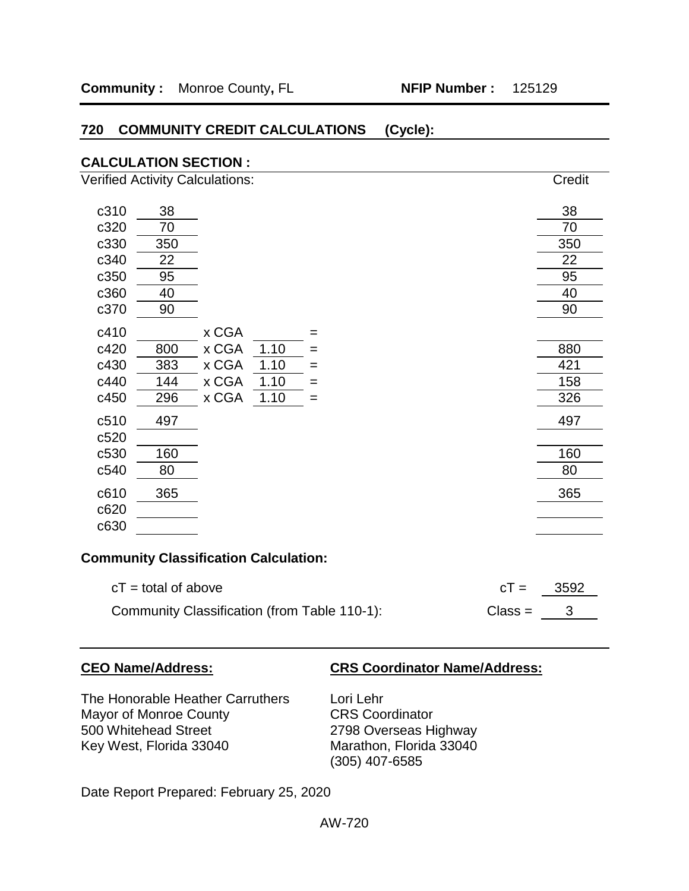**Community :** Monroe County**,** FL **NFIP Number :** 125129

## 720 COMMUNITY CREDIT CALCULATIONS (Cycle):

### CALCULATION SECTION :

Verified Activity Calculations:

| Activity | Value | | CGA | | Credit |
|---|---|---|---|---|---|
| c310 | 38 | | | | 38 |
| c320 | 70 | | | | 70 |
| c330 | 350 | | | | 350 |
| c340 | 22 | | | | 22 |
| c350 | 95 | | | | 95 |
| c360 | 40 | | | | 40 |
| c370 | 90 | | | | 90 |
| c410 | | x CGA | | = | |
| c420 | 800 | x CGA | 1.10 | = | 880 |
| c430 | 383 | x CGA | 1.10 | = | 421 |
| c440 | 144 | x CGA | 1.10 | = | 158 |
| c450 | 296 | x CGA | 1.10 | = | 326 |
| c510 | 497 | | | | 497 |
| c520 | | | | | |
| c530 | 160 | | | | 160 |
| c540 | 80 | | | | 80 |
| c610 | 365 | | | | 365 |
| c620 | | | | | |
| c630 | | | | | |

### Community Classification Calculation:

cT = total of above cT = 3592

Community Classification (from Table 110-1): Class = 3

**CEO Name/Address:**

The Honorable Heather Carruthers
Mayor of Monroe County
500 Whitehead Street
Key West, Florida 33040

**CRS Coordinator Name/Address:**

Lori Lehr
CRS Coordinator
2798 Overseas Highway
Marathon, Florida 33040
(305) 407-6585

Date Report Prepared: February 25, 2020

AW-720